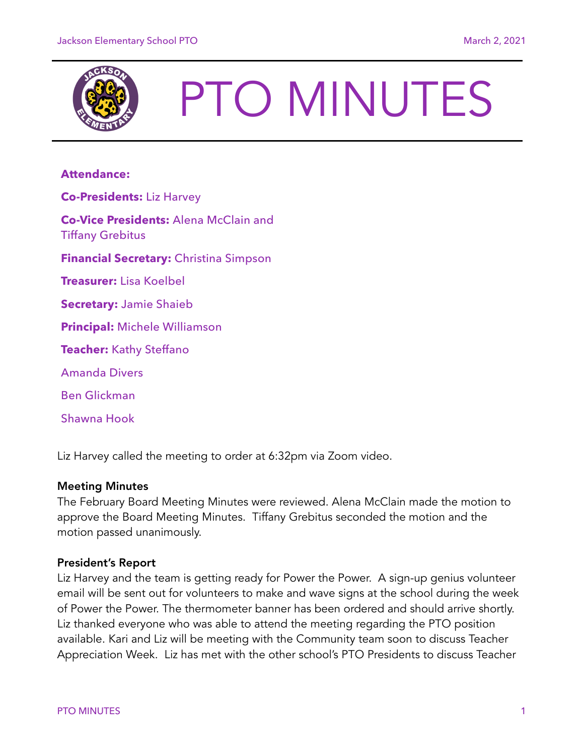# PTO MINUTES

**Attendance:**

**Co-Presidents:** Liz Harvey

**Co-Vice Presidents:** Alena McClain and Tiffany Grebitus

**Financial Secretary:** Christina Simpson

**Treasurer:** Lisa Koelbel

**Secretary:** Jamie Shaieb

**Principal:** Michele Williamson

**Teacher:** Kathy Steffano

Amanda Divers

Ben Glickman

Shawna Hook

Liz Harvey called the meeting to order at 6:32pm via Zoom video.

**Meeting Minutes**

The February Board Meeting Minutes were reviewed. Alena McClain made the motion to approve the Board Meeting Minutes. Tiffany Grebitus seconded the motion and the motion passed unanimously.

**President's Report**

Liz Harvey and the team is getting ready for Power the Power. A sign-up genius volunteer email will be sent out for volunteers to make and wave signs at the school during the week of Power the Power. The thermometer banner has been ordered and should arrive shortly. Liz thanked everyone who was able to attend the meeting regarding the PTO position available. Kari and Liz will be meeting with the Community team soon to discuss Teacher Appreciation Week. Liz has met with the other school's PTO Presidents to discuss Teacher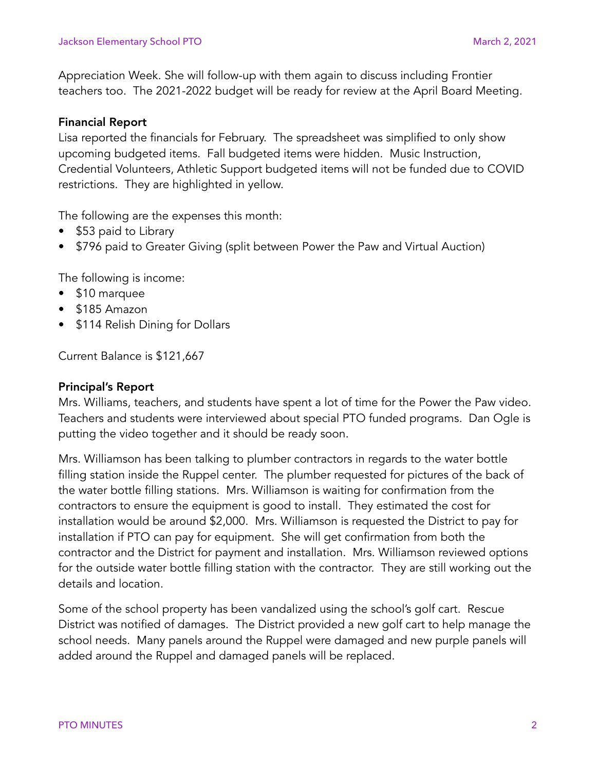Appreciation Week. She will follow-up with them again to discuss including Frontier teachers too. The 2021-2022 budget will be ready for review at the April Board Meeting.

**Financial Report**

Lisa reported the financials for February. The spreadsheet was simplified to only show upcoming budgeted items. Fall budgeted items were hidden. Music Instruction, Credential Volunteers, Athletic Support budgeted items will not be funded due to COVID restrictions. They are highlighted in yellow.

The following are the expenses this month:

- $53 paid to Library
- $796 paid to Greater Giving (split between Power the Paw and Virtual Auction)

The following is income:

- $10 marquee
- $185 Amazon
- $114 Relish Dining for Dollars

Current Balance is $121,667

**Principal's Report**

Mrs. Williams, teachers, and students have spent a lot of time for the Power the Paw video. Teachers and students were interviewed about special PTO funded programs. Dan Ogle is putting the video together and it should be ready soon.

Mrs. Williamson has been talking to plumber contractors in regards to the water bottle filling station inside the Ruppel center. The plumber requested for pictures of the back of the water bottle filling stations. Mrs. Williamson is waiting for confirmation from the contractors to ensure the equipment is good to install. They estimated the cost for installation would be around $2,000. Mrs. Williamson is requested the District to pay for installation if PTO can pay for equipment. She will get confirmation from both the contractor and the District for payment and installation. Mrs. Williamson reviewed options for the outside water bottle filling station with the contractor. They are still working out the details and location.

Some of the school property has been vandalized using the school's golf cart. Rescue District was notified of damages. The District provided a new golf cart to help manage the school needs. Many panels around the Ruppel were damaged and new purple panels will added around the Ruppel and damaged panels will be replaced.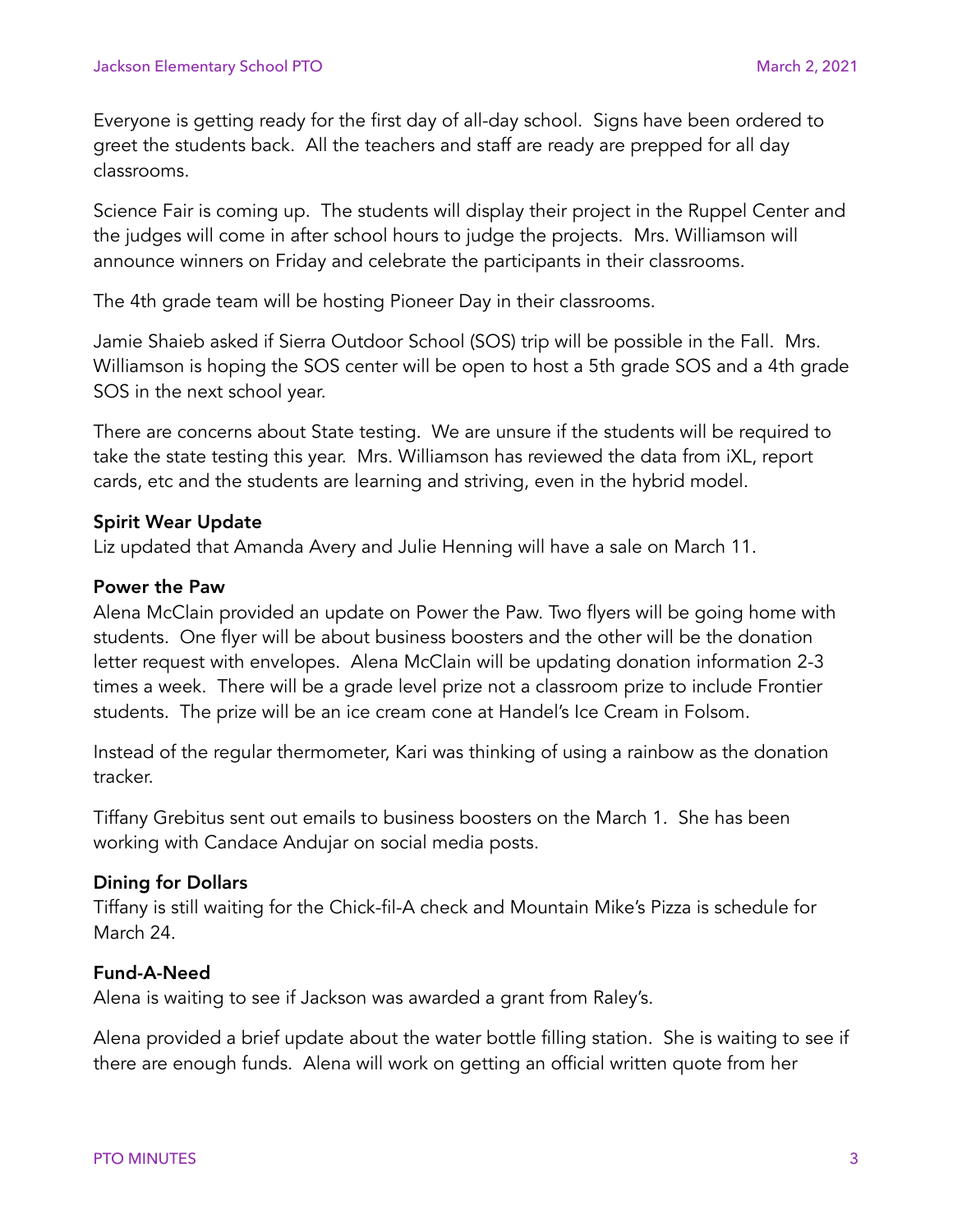Everyone is getting ready for the first day of all-day school. Signs have been ordered to greet the students back. All the teachers and staff are ready are prepped for all day classrooms.

Science Fair is coming up. The students will display their project in the Ruppel Center and the judges will come in after school hours to judge the projects. Mrs. Williamson will announce winners on Friday and celebrate the participants in their classrooms.

The 4th grade team will be hosting Pioneer Day in their classrooms.

Jamie Shaieb asked if Sierra Outdoor School (SOS) trip will be possible in the Fall. Mrs. Williamson is hoping the SOS center will be open to host a 5th grade SOS and a 4th grade SOS in the next school year.

There are concerns about State testing. We are unsure if the students will be required to take the state testing this year. Mrs. Williamson has reviewed the data from iXL, report cards, etc and the students are learning and striving, even in the hybrid model.

**Spirit Wear Update**
Liz updated that Amanda Avery and Julie Henning will have a sale on March 11.

**Power the Paw**
Alena McClain provided an update on Power the Paw. Two flyers will be going home with students. One flyer will be about business boosters and the other will be the donation letter request with envelopes. Alena McClain will be updating donation information 2-3 times a week. There will be a grade level prize not a classroom prize to include Frontier students. The prize will be an ice cream cone at Handel's Ice Cream in Folsom.

Instead of the regular thermometer, Kari was thinking of using a rainbow as the donation tracker.

Tiffany Grebitus sent out emails to business boosters on the March 1. She has been working with Candace Andujar on social media posts.

**Dining for Dollars**
Tiffany is still waiting for the Chick-fil-A check and Mountain Mike's Pizza is schedule for March 24.

**Fund-A-Need**
Alena is waiting to see if Jackson was awarded a grant from Raley's.

Alena provided a brief update about the water bottle filling station. She is waiting to see if there are enough funds. Alena will work on getting an official written quote from her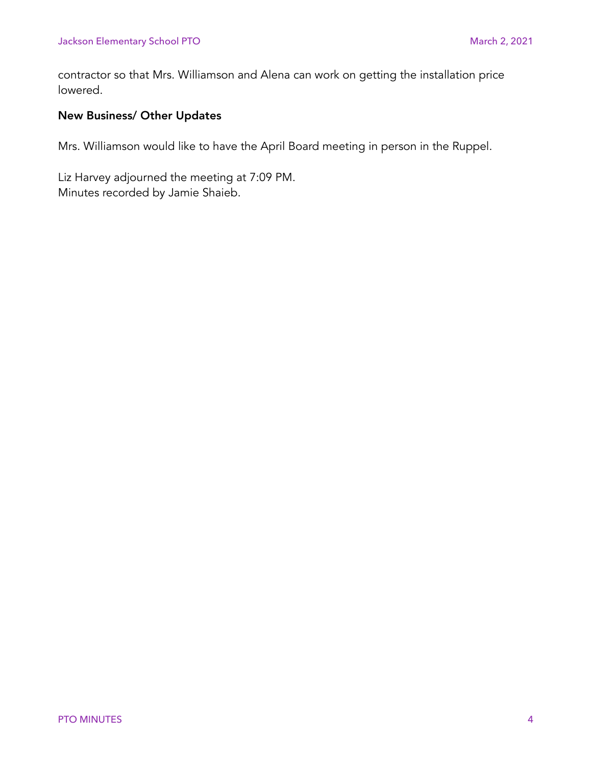contractor so that Mrs. Williamson and Alena can work on getting the installation price lowered.

### New Business/ Other Updates

Mrs. Williamson would like to have the April Board meeting in person in the Ruppel.

Liz Harvey adjourned the meeting at 7:09 PM.
Minutes recorded by Jamie Shaieb.